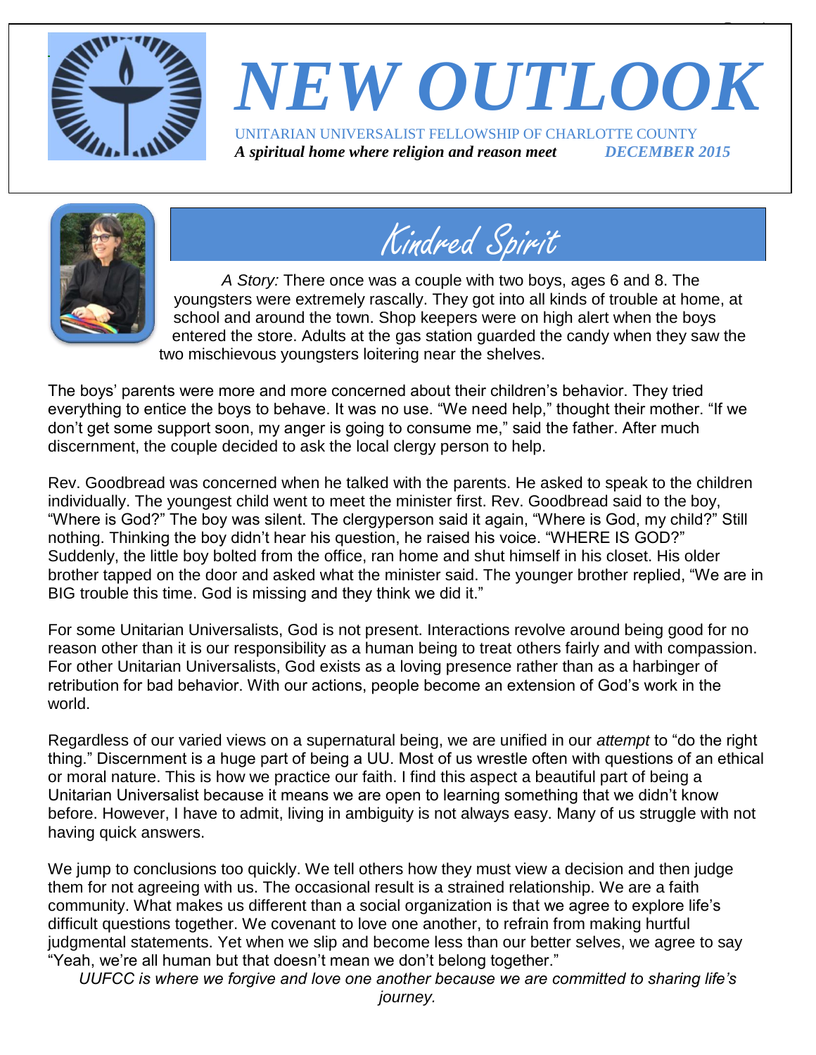# NEW OUTLOOK

UNITARIAN UNIVERSALIST FELLOWSHIP OF CHARLOTTE COUNTY

***A spiritual home where religion and reason meet*** ***DECEMBER 2015***

## Kindred Spirit

*A Story:* There once was a couple with two boys, ages 6 and 8. The youngsters were extremely rascally. They got into all kinds of trouble at home, at school and around the town. Shop keepers were on high alert when the boys entered the store. Adults at the gas station guarded the candy when they saw the two mischievous youngsters loitering near the shelves.

The boys' parents were more and more concerned about their children's behavior. They tried everything to entice the boys to behave. It was no use. "We need help," thought their mother. "If we don't get some support soon, my anger is going to consume me," said the father. After much discernment, the couple decided to ask the local clergy person to help.

Rev. Goodbread was concerned when he talked with the parents. He asked to speak to the children individually. The youngest child went to meet the minister first. Rev. Goodbread said to the boy, "Where is God?" The boy was silent. The clergyperson said it again, "Where is God, my child?" Still nothing. Thinking the boy didn't hear his question, he raised his voice. "WHERE IS GOD?" Suddenly, the little boy bolted from the office, ran home and shut himself in his closet. His older brother tapped on the door and asked what the minister said. The younger brother replied, "We are in BIG trouble this time. God is missing and they think we did it."

For some Unitarian Universalists, God is not present. Interactions revolve around being good for no reason other than it is our responsibility as a human being to treat others fairly and with compassion. For other Unitarian Universalists, God exists as a loving presence rather than as a harbinger of retribution for bad behavior. With our actions, people become an extension of God's work in the world.

Regardless of our varied views on a supernatural being, we are unified in our *attempt* to "do the right thing." Discernment is a huge part of being a UU. Most of us wrestle often with questions of an ethical or moral nature. This is how we practice our faith. I find this aspect a beautiful part of being a Unitarian Universalist because it means we are open to learning something that we didn't know before. However, I have to admit, living in ambiguity is not always easy. Many of us struggle with not having quick answers.

We jump to conclusions too quickly. We tell others how they must view a decision and then judge them for not agreeing with us. The occasional result is a strained relationship. We are a faith community. What makes us different than a social organization is that we agree to explore life's difficult questions together. We covenant to love one another, to refrain from making hurtful judgmental statements. Yet when we slip and become less than our better selves, we agree to say "Yeah, we're all human but that doesn't mean we don't belong together."

*UUFCC is where we forgive and love one another because we are committed to sharing life's journey.*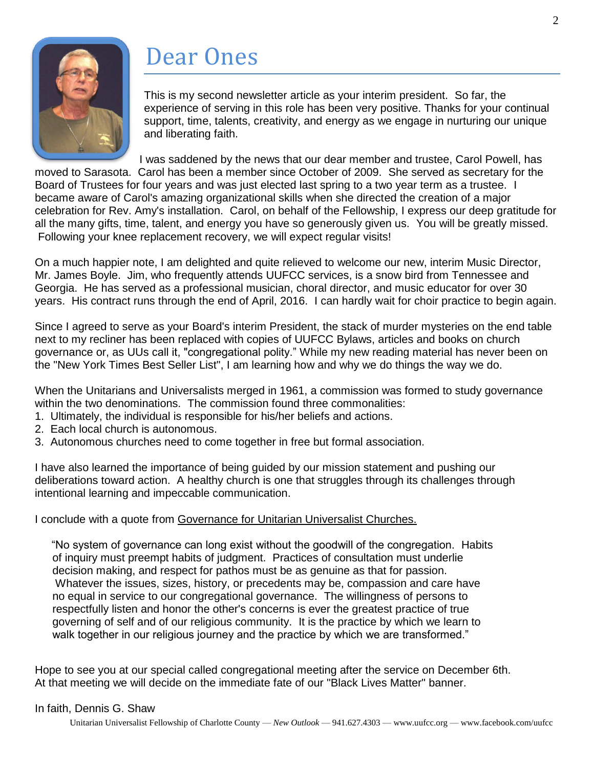# Dear Ones

This is my second newsletter article as your interim president. So far, the experience of serving in this role has been very positive. Thanks for your continual support, time, talents, creativity, and energy as we engage in nurturing our unique and liberating faith.

I was saddened by the news that our dear member and trustee, Carol Powell, has moved to Sarasota. Carol has been a member since October of 2009. She served as secretary for the Board of Trustees for four years and was just elected last spring to a two year term as a trustee. I became aware of Carol's amazing organizational skills when she directed the creation of a major celebration for Rev. Amy's installation. Carol, on behalf of the Fellowship, I express our deep gratitude for all the many gifts, time, talent, and energy you have so generously given us. You will be greatly missed. Following your knee replacement recovery, we will expect regular visits!

On a much happier note, I am delighted and quite relieved to welcome our new, interim Music Director, Mr. James Boyle. Jim, who frequently attends UUFCC services, is a snow bird from Tennessee and Georgia. He has served as a professional musician, choral director, and music educator for over 30 years. His contract runs through the end of April, 2016. I can hardly wait for choir practice to begin again.

Since I agreed to serve as your Board's interim President, the stack of murder mysteries on the end table next to my recliner has been replaced with copies of UUFCC Bylaws, articles and books on church governance or, as UUs call it, "congregational polity." While my new reading material has never been on the "New York Times Best Seller List", I am learning how and why we do things the way we do.

When the Unitarians and Universalists merged in 1961, a commission was formed to study governance within the two denominations. The commission found three commonalities:

1. Ultimately, the individual is responsible for his/her beliefs and actions.
2. Each local church is autonomous.
3. Autonomous churches need to come together in free but formal association.

I have also learned the importance of being guided by our mission statement and pushing our deliberations toward action. A healthy church is one that struggles through its challenges through intentional learning and impeccable communication.

I conclude with a quote from Governance for Unitarian Universalist Churches.

> "No system of governance can long exist without the goodwill of the congregation. Habits of inquiry must preempt habits of judgment. Practices of consultation must underlie decision making, and respect for pathos must be as genuine as that for passion. Whatever the issues, sizes, history, or precedents may be, compassion and care have no equal in service to our congregational governance. The willingness of persons to respectfully listen and honor the other's concerns is ever the greatest practice of true governing of self and of our religious community. It is the practice by which we learn to walk together in our religious journey and the practice by which we are transformed."

Hope to see you at our special called congregational meeting after the service on December 6th. At that meeting we will decide on the immediate fate of our "Black Lives Matter" banner.

In faith, Dennis G. Shaw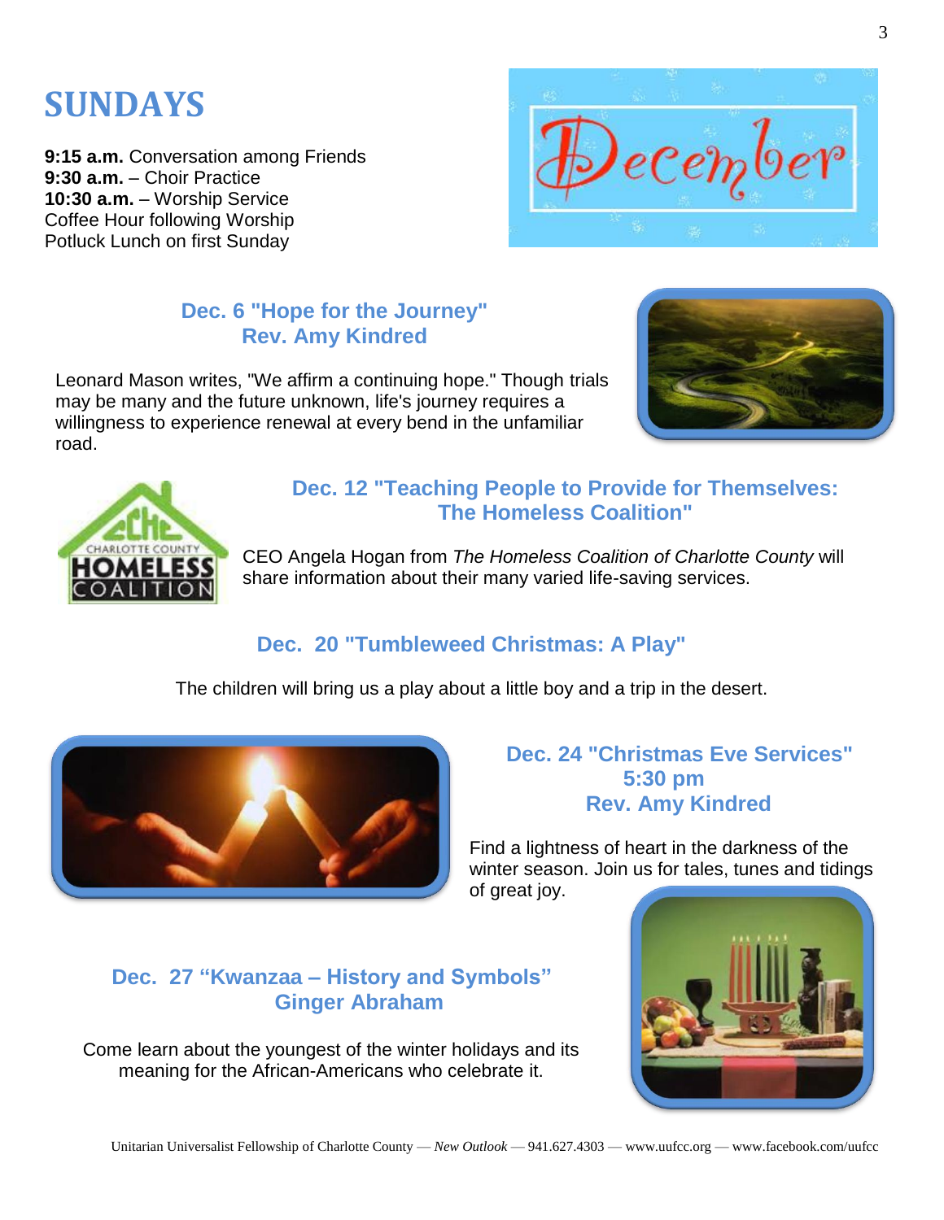# SUNDAYS

**9:15 a.m.** Conversation among Friends
**9:30 a.m.** – Choir Practice
**10:30 a.m.** – Worship Service
Coffee Hour following Worship
Potluck Lunch on first Sunday

### Dec. 6 "Hope for the Journey"
### Rev. Amy Kindred

Leonard Mason writes, "We affirm a continuing hope." Though trials may be many and the future unknown, life's journey requires a willingness to experience renewal at every bend in the unfamiliar road.

### Dec. 12 "Teaching People to Provide for Themselves: The Homeless Coalition"

CEO Angela Hogan from *The Homeless Coalition of Charlotte County* will share information about their many varied life-saving services.

### Dec. 20 "Tumbleweed Christmas: A Play"

The children will bring us a play about a little boy and a trip in the desert.

### Dec. 24 "Christmas Eve Services"
### 5:30 pm
### Rev. Amy Kindred

Find a lightness of heart in the darkness of the winter season. Join us for tales, tunes and tidings of great joy.

### Dec. 27 "Kwanzaa – History and Symbols"
### Ginger Abraham

Come learn about the youngest of the winter holidays and its meaning for the African-Americans who celebrate it.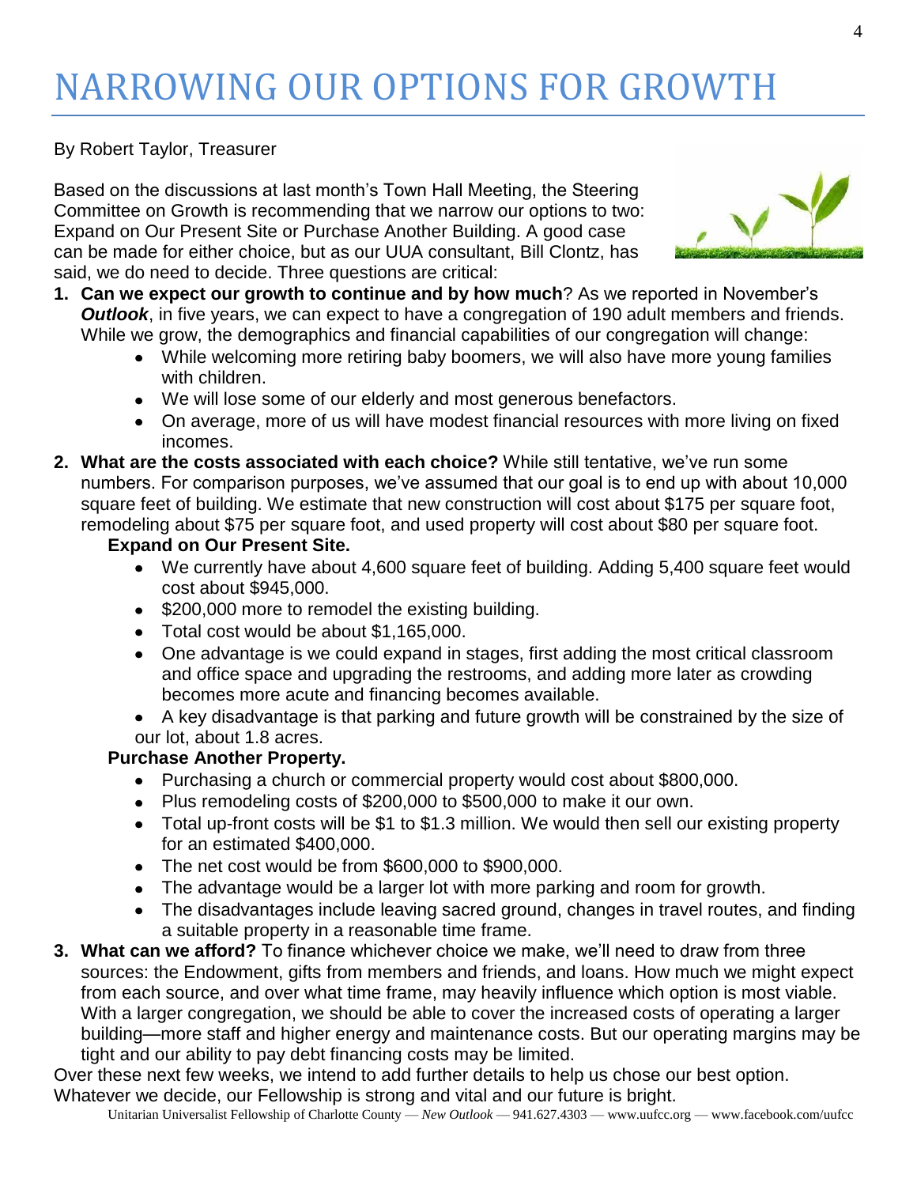# NARROWING OUR OPTIONS FOR GROWTH

By Robert Taylor, Treasurer

Based on the discussions at last month's Town Hall Meeting, the Steering Committee on Growth is recommending that we narrow our options to two: Expand on Our Present Site or Purchase Another Building. A good case can be made for either choice, but as our UUA consultant, Bill Clontz, has said, we do need to decide. Three questions are critical:

1. **Can we expect our growth to continue and by how much**? As we reported in November's ***Outlook***, in five years, we can expect to have a congregation of 190 adult members and friends. While we grow, the demographics and financial capabilities of our congregation will change:
   - While welcoming more retiring baby boomers, we will also have more young families with children.
   - We will lose some of our elderly and most generous benefactors.
   - On average, more of us will have modest financial resources with more living on fixed incomes.
2. **What are the costs associated with each choice?** While still tentative, we've run some numbers. For comparison purposes, we've assumed that our goal is to end up with about 10,000 square feet of building. We estimate that new construction will cost about $175 per square foot, remodeling about $75 per square foot, and used property will cost about $80 per square foot.

   **Expand on Our Present Site.**
   - We currently have about 4,600 square feet of building. Adding 5,400 square feet would cost about $945,000.
   - $200,000 more to remodel the existing building.
   - Total cost would be about $1,165,000.
   - One advantage is we could expand in stages, first adding the most critical classroom and office space and upgrading the restrooms, and adding more later as crowding becomes more acute and financing becomes available.
   - A key disadvantage is that parking and future growth will be constrained by the size of our lot, about 1.8 acres.

   **Purchase Another Property.**
   - Purchasing a church or commercial property would cost about $800,000.
   - Plus remodeling costs of $200,000 to $500,000 to make it our own.
   - Total up-front costs will be $1 to $1.3 million. We would then sell our existing property for an estimated $400,000.
   - The net cost would be from $600,000 to $900,000.
   - The advantage would be a larger lot with more parking and room for growth.
   - The disadvantages include leaving sacred ground, changes in travel routes, and finding a suitable property in a reasonable time frame.
3. **What can we afford?** To finance whichever choice we make, we'll need to draw from three sources: the Endowment, gifts from members and friends, and loans. How much we might expect from each source, and over what time frame, may heavily influence which option is most viable. With a larger congregation, we should be able to cover the increased costs of operating a larger building—more staff and higher energy and maintenance costs. But our operating margins may be tight and our ability to pay debt financing costs may be limited.

Over these next few weeks, we intend to add further details to help us chose our best option. Whatever we decide, our Fellowship is strong and vital and our future is bright.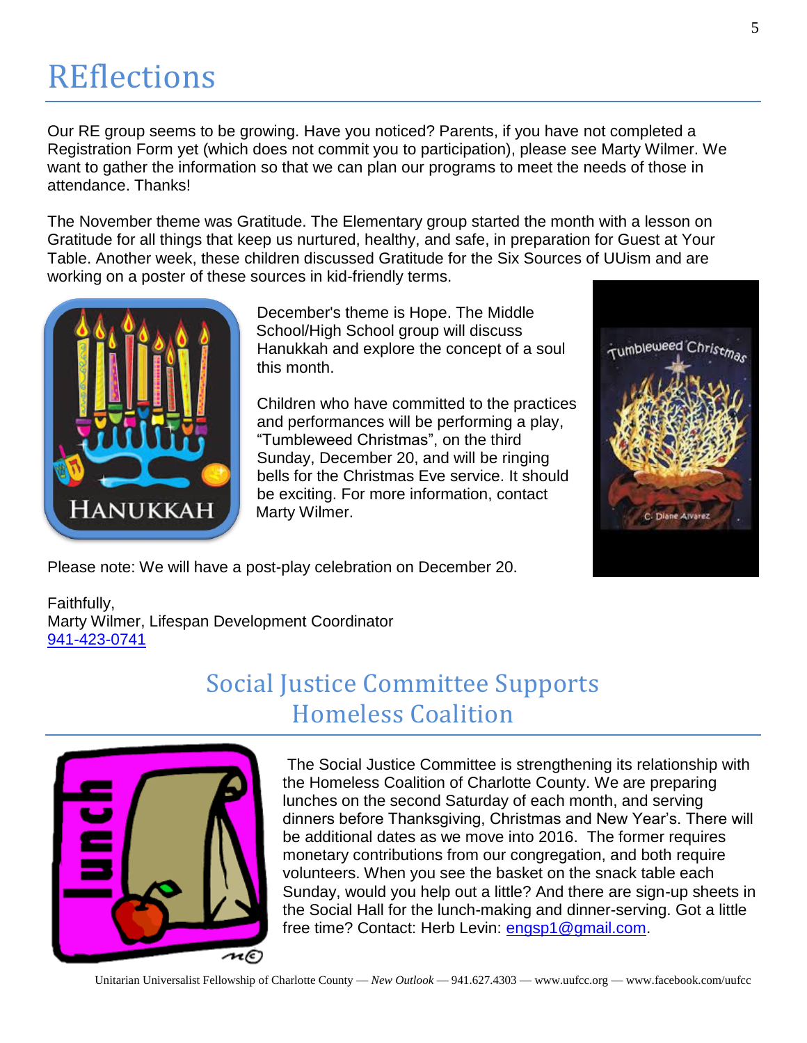# REflections

Our RE group seems to be growing. Have you noticed? Parents, if you have not completed a Registration Form yet (which does not commit you to participation), please see Marty Wilmer. We want to gather the information so that we can plan our programs to meet the needs of those in attendance. Thanks!

The November theme was Gratitude. The Elementary group started the month with a lesson on Gratitude for all things that keep us nurtured, healthy, and safe, in preparation for Guest at Your Table. Another week, these children discussed Gratitude for the Six Sources of UUism and are working on a poster of these sources in kid-friendly terms.

December's theme is Hope. The Middle School/High School group will discuss Hanukkah and explore the concept of a soul this month.

Children who have committed to the practices and performances will be performing a play, "Tumbleweed Christmas", on the third Sunday, December 20, and will be ringing bells for the Christmas Eve service. It should be exciting. For more information, contact Marty Wilmer.

Please note: We will have a post-play celebration on December 20.

Faithfully,
Marty Wilmer, Lifespan Development Coordinator
941-423-0741

## Social Justice Committee Supports Homeless Coalition

The Social Justice Committee is strengthening its relationship with the Homeless Coalition of Charlotte County. We are preparing lunches on the second Saturday of each month, and serving dinners before Thanksgiving, Christmas and New Year's. There will be additional dates as we move into 2016. The former requires monetary contributions from our congregation, and both require volunteers. When you see the basket on the snack table each Sunday, would you help out a little? And there are sign-up sheets in the Social Hall for the lunch-making and dinner-serving. Got a little free time? Contact: Herb Levin: engsp1@gmail.com.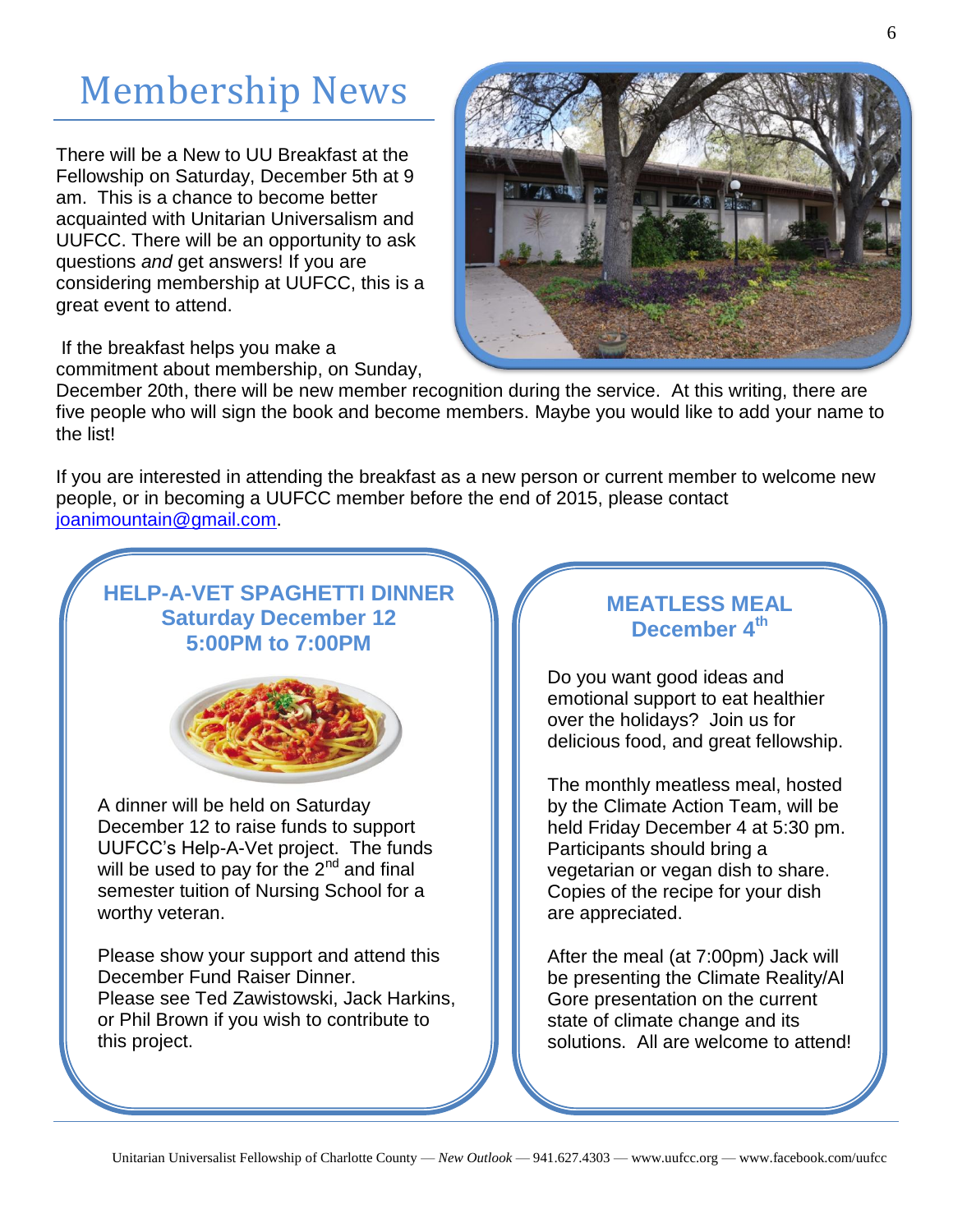# Membership News

There will be a New to UU Breakfast at the Fellowship on Saturday, December 5th at 9 am. This is a chance to become better acquainted with Unitarian Universalism and UUFCC. There will be an opportunity to ask questions *and* get answers! If you are considering membership at UUFCC, this is a great event to attend.

If the breakfast helps you make a commitment about membership, on Sunday, December 20th, there will be new member recognition during the service. At this writing, there are five people who will sign the book and become members. Maybe you would like to add your name to the list!

If you are interested in attending the breakfast as a new person or current member to welcome new people, or in becoming a UUFCC member before the end of 2015, please contact joanimountain@gmail.com.

## HELP-A-VET SPAGHETTI DINNER
## Saturday December 12
## 5:00PM to 7:00PM

A dinner will be held on Saturday December 12 to raise funds to support UUFCC's Help-A-Vet project. The funds will be used to pay for the 2nd and final semester tuition of Nursing School for a worthy veteran.

Please show your support and attend this December Fund Raiser Dinner.
Please see Ted Zawistowski, Jack Harkins, or Phil Brown if you wish to contribute to this project.

## MEATLESS MEAL
## December 4th

Do you want good ideas and emotional support to eat healthier over the holidays? Join us for delicious food, and great fellowship.

The monthly meatless meal, hosted by the Climate Action Team, will be held Friday December 4 at 5:30 pm. Participants should bring a vegetarian or vegan dish to share. Copies of the recipe for your dish are appreciated.

After the meal (at 7:00pm) Jack will be presenting the Climate Reality/Al Gore presentation on the current state of climate change and its solutions. All are welcome to attend!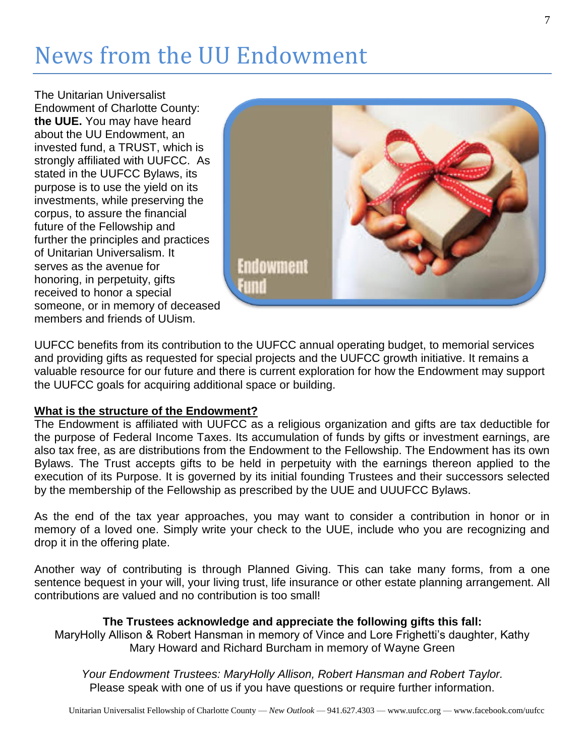# News from the UU Endowment

The Unitarian Universalist Endowment of Charlotte County: **the UUE.** You may have heard about the UU Endowment, an invested fund, a TRUST, which is strongly affiliated with UUFCC. As stated in the UUFCC Bylaws, its purpose is to use the yield on its investments, while preserving the corpus, to assure the financial future of the Fellowship and further the principles and practices of Unitarian Universalism. It serves as the avenue for honoring, in perpetuity, gifts received to honor a special someone, or in memory of deceased members and friends of UUism.

UUFCC benefits from its contribution to the UUFCC annual operating budget, to memorial services and providing gifts as requested for special projects and the UUFCC growth initiative. It remains a valuable resource for our future and there is current exploration for how the Endowment may support the UUFCC goals for acquiring additional space or building.

**What is the structure of the Endowment?**

The Endowment is affiliated with UUFCC as a religious organization and gifts are tax deductible for the purpose of Federal Income Taxes. Its accumulation of funds by gifts or investment earnings, are also tax free, as are distributions from the Endowment to the Fellowship. The Endowment has its own Bylaws. The Trust accepts gifts to be held in perpetuity with the earnings thereon applied to the execution of its Purpose. It is governed by its initial founding Trustees and their successors selected by the membership of the Fellowship as prescribed by the UUE and UUUFCC Bylaws.

As the end of the tax year approaches, you may want to consider a contribution in honor or in memory of a loved one. Simply write your check to the UUE, include who you are recognizing and drop it in the offering plate.

Another way of contributing is through Planned Giving. This can take many forms, from a one sentence bequest in your will, your living trust, life insurance or other estate planning arrangement. All contributions are valued and no contribution is too small!

**The Trustees acknowledge and appreciate the following gifts this fall:**

MaryHolly Allison & Robert Hansman in memory of Vince and Lore Frighetti's daughter, Kathy

Mary Howard and Richard Burcham in memory of Wayne Green

*Your Endowment Trustees: MaryHolly Allison, Robert Hansman and Robert Taylor.*

Please speak with one of us if you have questions or require further information.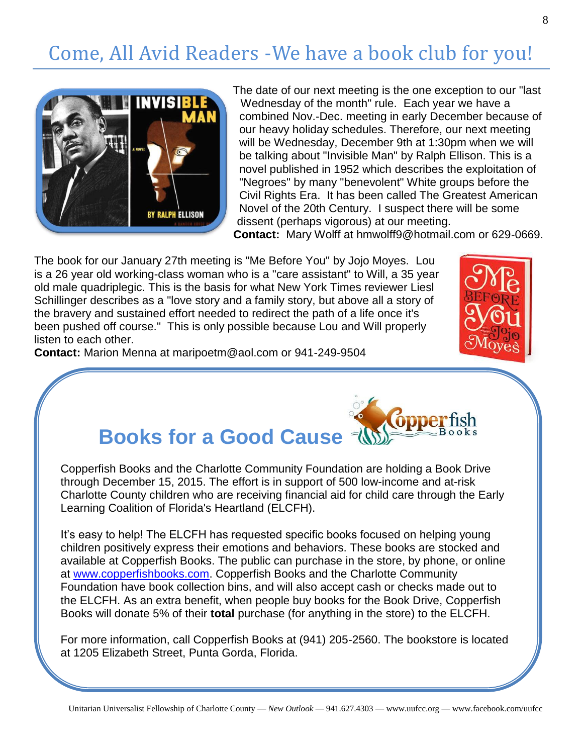# Come, All Avid Readers -We have a book club for you!

The date of our next meeting is the one exception to our "last Wednesday of the month" rule. Each year we have a combined Nov.-Dec. meeting in early December because of our heavy holiday schedules. Therefore, our next meeting will be Wednesday, December 9th at 1:30pm when we will be talking about "Invisible Man" by Ralph Ellison. This is a novel published in 1952 which describes the exploitation of "Negroes" by many "benevolent" White groups before the Civil Rights Era. It has been called The Greatest American Novel of the 20th Century. I suspect there will be some dissent (perhaps vigorous) at our meeting.

**Contact:** Mary Wolff at hmwolff9@hotmail.com or 629-0669.

The book for our January 27th meeting is "Me Before You" by Jojo Moyes. Lou is a 26 year old working-class woman who is a "care assistant" to Will, a 35 year old male quadriplegic. This is the basis for what New York Times reviewer Liesl Schillinger describes as a "love story and a family story, but above all a story of the bravery and sustained effort needed to redirect the path of a life once it's been pushed off course." This is only possible because Lou and Will properly listen to each other.

**Contact:** Marion Menna at maripoetm@aol.com or 941-249-9504

## Books for a Good Cause

Copperfish Books and the Charlotte Community Foundation are holding a Book Drive through December 15, 2015. The effort is in support of 500 low-income and at-risk Charlotte County children who are receiving financial aid for child care through the Early Learning Coalition of Florida's Heartland (ELCFH).

It's easy to help! The ELCFH has requested specific books focused on helping young children positively express their emotions and behaviors. These books are stocked and available at Copperfish Books. The public can purchase in the store, by phone, or online at www.copperfishbooks.com. Copperfish Books and the Charlotte Community Foundation have book collection bins, and will also accept cash or checks made out to the ELCFH. As an extra benefit, when people buy books for the Book Drive, Copperfish Books will donate 5% of their **total** purchase (for anything in the store) to the ELCFH.

For more information, call Copperfish Books at (941) 205-2560. The bookstore is located at 1205 Elizabeth Street, Punta Gorda, Florida.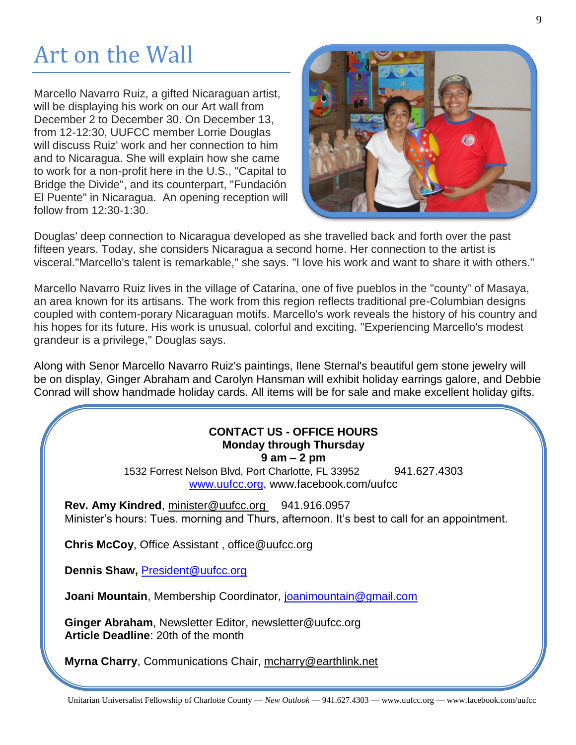# Art on the Wall

Marcello Navarro Ruiz, a gifted Nicaraguan artist, will be displaying his work on our Art wall from December 2 to December 30. On December 13, from 12-12:30, UUFCC member Lorrie Douglas will discuss Ruiz' work and her connection to him and to Nicaragua. She will explain how she came to work for a non-profit here in the U.S., "Capital to Bridge the Divide", and its counterpart, "Fundación El Puente" in Nicaragua. An opening reception will follow from 12:30-1:30.

Douglas' deep connection to Nicaragua developed as she travelled back and forth over the past fifteen years. Today, she considers Nicaragua a second home. Her connection to the artist is visceral."Marcello's talent is remarkable," she says. "I love his work and want to share it with others."

Marcello Navarro Ruiz lives in the village of Catarina, one of five pueblos in the "county" of Masaya, an area known for its artisans. The work from this region reflects traditional pre-Columbian designs coupled with contem-porary Nicaraguan motifs. Marcello's work reveals the history of his country and his hopes for its future. His work is unusual, colorful and exciting. "Experiencing Marcello's modest grandeur is a privilege," Douglas says.

Along with Senor Marcello Navarro Ruiz's paintings, Ilene Sternal's beautiful gem stone jewelry will be on display, Ginger Abraham and Carolyn Hansman will exhibit holiday earrings galore, and Debbie Conrad will show handmade holiday cards. All items will be for sale and make excellent holiday gifts.

**CONTACT US - OFFICE HOURS**
**Monday through Thursday**
**9 am – 2 pm**

1532 Forrest Nelson Blvd, Port Charlotte, FL 33952 941.627.4303
www.uufcc.org, www.facebook.com/uufcc

**Rev. Amy Kindred**, minister@uufcc.org 941.916.0957
Minister's hours: Tues. morning and Thurs, afternoon. It's best to call for an appointment.

**Chris McCoy**, Office Assistant , office@uufcc.org

**Dennis Shaw,** President@uufcc.org

**Joani Mountain**, Membership Coordinator, joanimountain@gmail.com

**Ginger Abraham**, Newsletter Editor, newsletter@uufcc.org
**Article Deadline**: 20th of the month

**Myrna Charry**, Communications Chair, mcharry@earthlink.net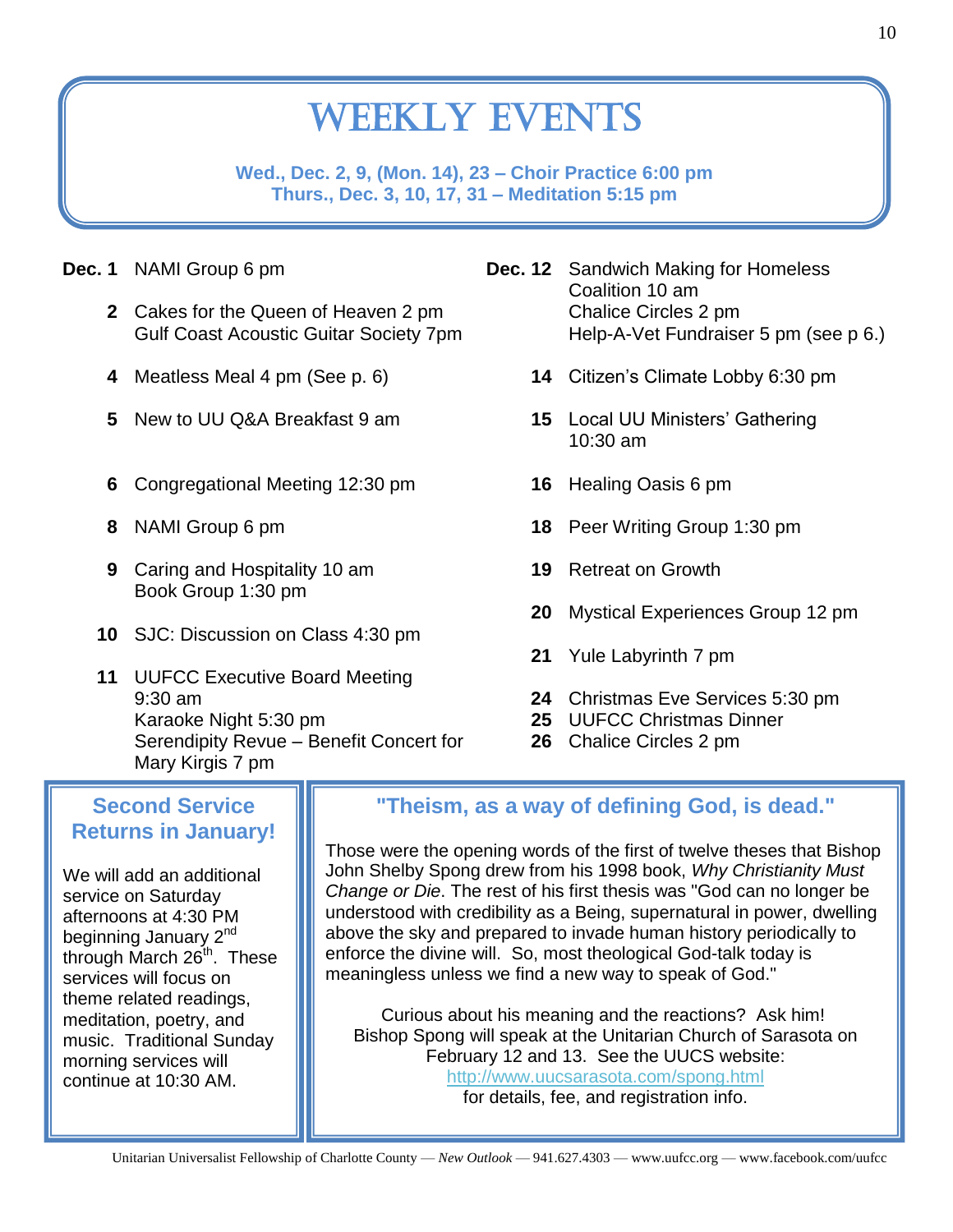# WEEKLY EVENTS

**Wed., Dec. 2, 9, (Mon. 14), 23 – Choir Practice 6:00 pm**
**Thurs., Dec. 3, 10, 17, 31 – Meditation 5:15 pm**

**Dec. 1** NAMI Group 6 pm

**2** Cakes for the Queen of Heaven 2 pm
Gulf Coast Acoustic Guitar Society 7pm

**4** Meatless Meal 4 pm (See p. 6)

**5** New to UU Q&A Breakfast 9 am

**6** Congregational Meeting 12:30 pm

**8** NAMI Group 6 pm

**9** Caring and Hospitality 10 am
Book Group 1:30 pm

**10** SJC: Discussion on Class 4:30 pm

**11** UUFCC Executive Board Meeting 9:30 am
Karaoke Night 5:30 pm
Serendipity Revue – Benefit Concert for Mary Kirgis 7 pm

**Dec. 12** Sandwich Making for Homeless Coalition 10 am
Chalice Circles 2 pm
Help-A-Vet Fundraiser 5 pm (see p 6.)

**14** Citizen's Climate Lobby 6:30 pm

**15** Local UU Ministers' Gathering 10:30 am

**16** Healing Oasis 6 pm

**18** Peer Writing Group 1:30 pm

**19** Retreat on Growth

**20** Mystical Experiences Group 12 pm

**21** Yule Labyrinth 7 pm

**24** Christmas Eve Services 5:30 pm
**25** UUFCC Christmas Dinner
**26** Chalice Circles 2 pm

## Second Service Returns in January!

We will add an additional service on Saturday afternoons at 4:30 PM beginning January 2nd through March 26th. These services will focus on theme related readings, meditation, poetry, and music. Traditional Sunday morning services will continue at 10:30 AM.

## "Theism, as a way of defining God, is dead."

Those were the opening words of the first of twelve theses that Bishop John Shelby Spong drew from his 1998 book, *Why Christianity Must Change or Die*. The rest of his first thesis was "God can no longer be understood with credibility as a Being, supernatural in power, dwelling above the sky and prepared to invade human history periodically to enforce the divine will. So, most theological God-talk today is meaningless unless we find a new way to speak of God."

Curious about his meaning and the reactions? Ask him!
Bishop Spong will speak at the Unitarian Church of Sarasota on February 12 and 13. See the UUCS website:
http://www.uucsarasota.com/spong.html
for details, fee, and registration info.